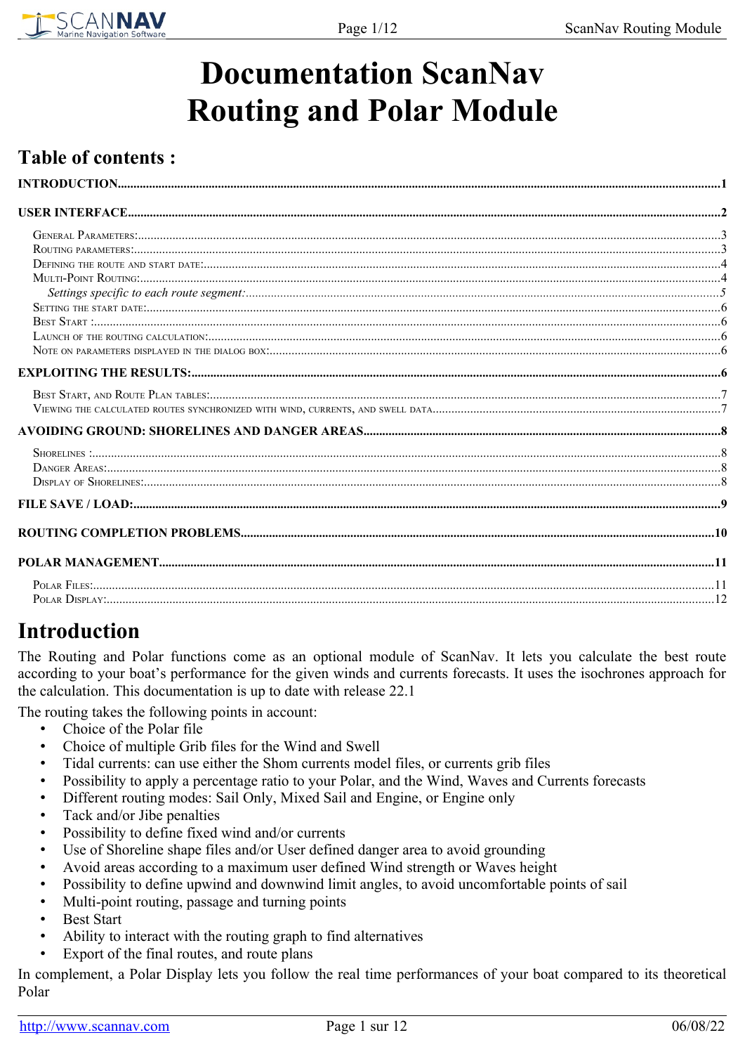# Documentation ScanNav Routing and Polar Module

## Table of contents :

**INTRODUCTION**.....1

**USER INTERFACE**.....2

- General Parameters:.....3
- Routing parameters:.....3
- Defining the route and start date:.....4
- Multi-Point Routing:.....4
  - *Settings specific to each route segment:*.....5
- Setting the start date:.....6
- Best Start :.....6
- Launch of the routing calculation:.....6
- Note on parameters displayed in the dialog box:.....6

**EXPLOITING THE RESULTS:**.....6

- Best Start, and Route Plan tables:.....7
- Viewing the calculated routes synchronized with wind, currents, and swell data.....7

**AVOIDING GROUND: SHORELINES AND DANGER AREAS**.....8

- Shorelines :.....8
- Danger Areas:.....8
- Display of Shorelines:.....8

**FILE SAVE / LOAD:**.....9

**ROUTING COMPLETION PROBLEMS**.....10

**POLAR MANAGEMENT**.....11

- Polar Files:.....11
- Polar Display:.....12

# Introduction

The Routing and Polar functions come as an optional module of ScanNav. It lets you calculate the best route according to your boat's performance for the given winds and currents forecasts. It uses the isochrones approach for the calculation. This documentation is up to date with release 22.1

The routing takes the following points in account:

- Choice of the Polar file
- Choice of multiple Grib files for the Wind and Swell
- Tidal currents: can use either the Shom currents model files, or currents grib files
- Possibility to apply a percentage ratio to your Polar, and the Wind, Waves and Currents forecasts
- Different routing modes: Sail Only, Mixed Sail and Engine, or Engine only
- Tack and/or Jibe penalties
- Possibility to define fixed wind and/or currents
- Use of Shoreline shape files and/or User defined danger area to avoid grounding
- Avoid areas according to a maximum user defined Wind strength or Waves height
- Possibility to define upwind and downwind limit angles, to avoid uncomfortable points of sail
- Multi-point routing, passage and turning points
- Best Start
- Ability to interact with the routing graph to find alternatives
- Export of the final routes, and route plans

In complement, a Polar Display lets you follow the real time performances of your boat compared to its theoretical Polar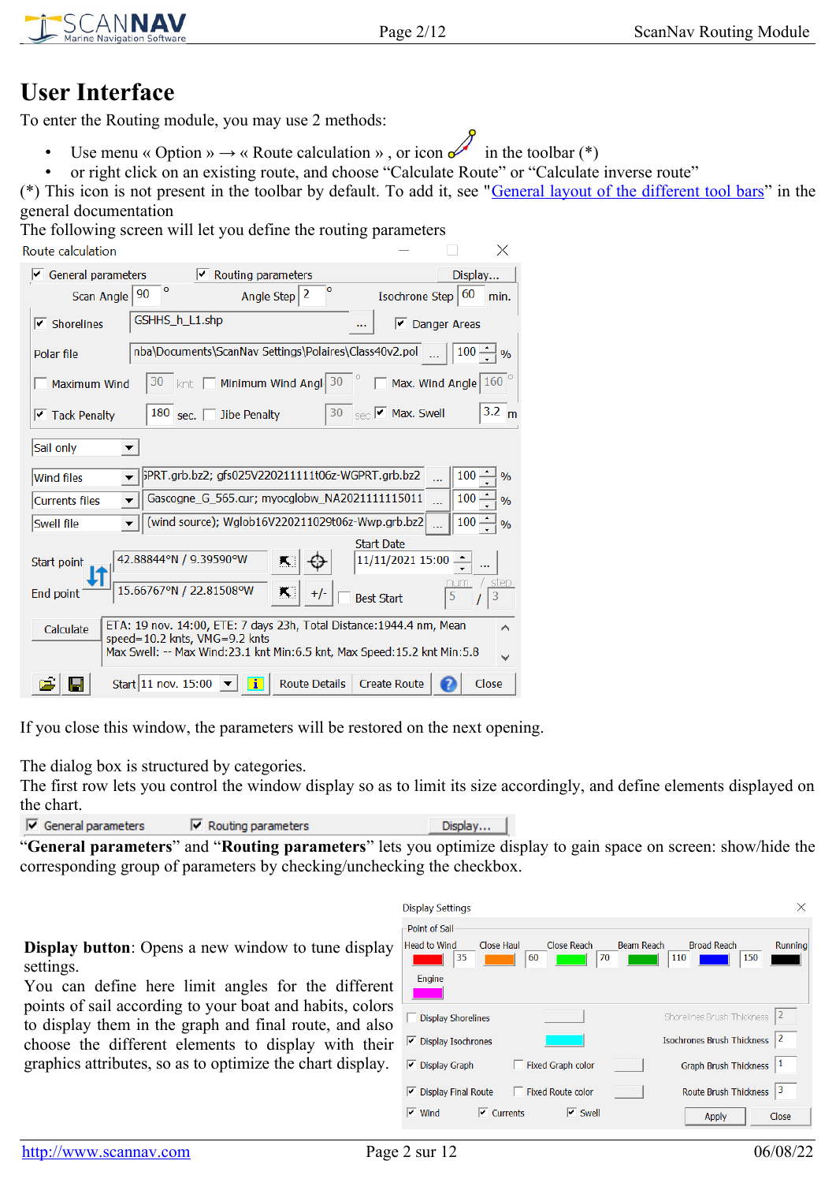# User Interface

To enter the Routing module, you may use 2 methods:

- Use menu « Option » → « Route calculation » , or icon in the toolbar (*)
- or right click on an existing route, and choose "Calculate Route" or "Calculate inverse route"

(*) This icon is not present in the toolbar by default. To add it, see "General layout of the different tool bars" in the general documentation

The following screen will let you define the routing parameters

If you close this window, the parameters will be restored on the next opening.

The dialog box is structured by categories.

The first row lets you control the window display so as to limit its size accordingly, and define elements displayed on the chart.

"**General parameters**" and "**Routing parameters**" lets you optimize display to gain space on screen: show/hide the corresponding group of parameters by checking/unchecking the checkbox.

**Display button**: Opens a new window to tune display settings.

You can define here limit angles for the different points of sail according to your boat and habits, colors to display them in the graph and final route, and also choose the different elements to display with their graphics attributes, so as to optimize the chart display.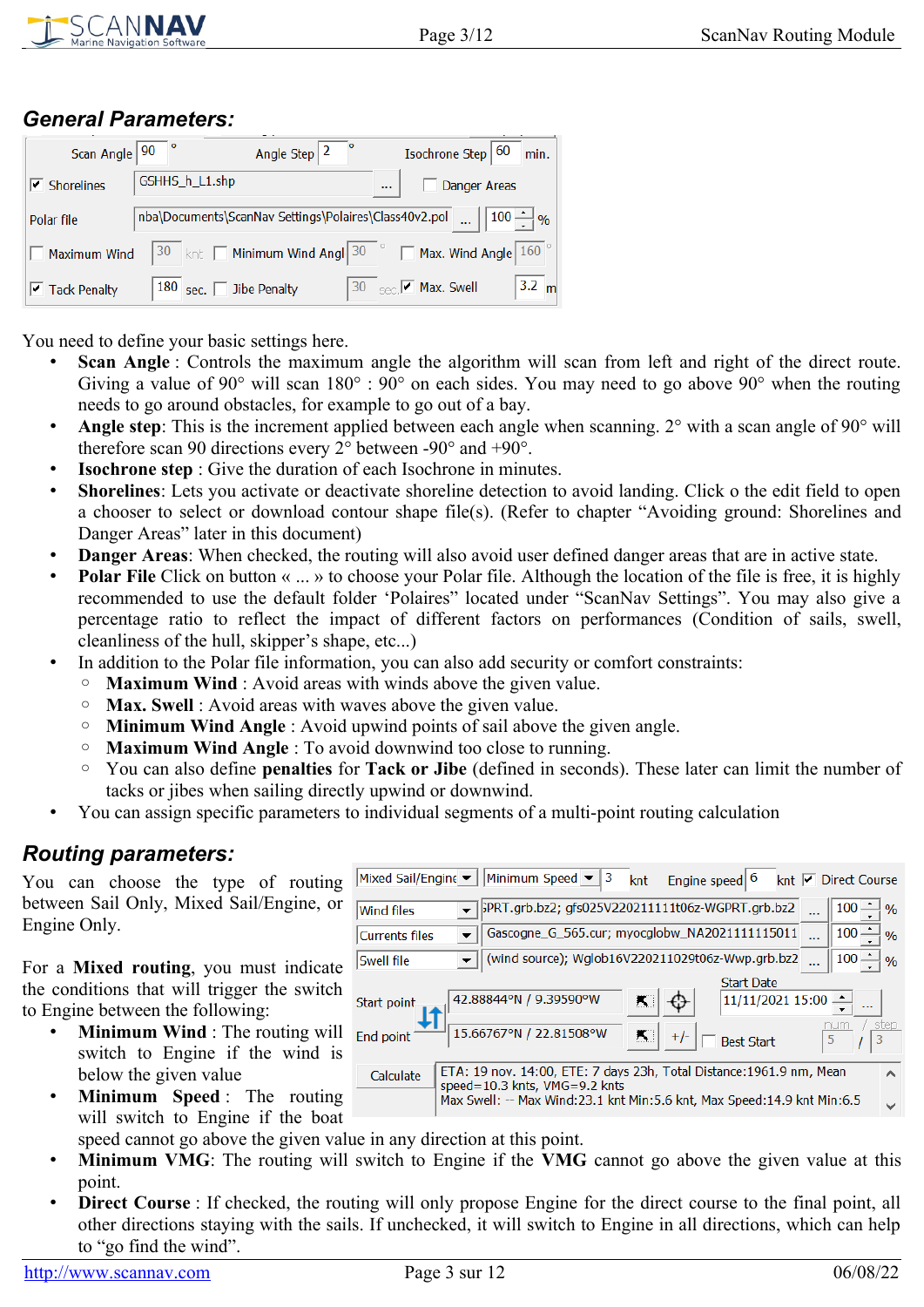## General Parameters:

You need to define your basic settings here.

- **Scan Angle** : Controls the maximum angle the algorithm will scan from left and right of the direct route. Giving a value of 90° will scan 180° : 90° on each sides. You may need to go above 90° when the routing needs to go around obstacles, for example to go out of a bay.
- **Angle step**: This is the increment applied between each angle when scanning. 2° with a scan angle of 90° will therefore scan 90 directions every 2° between -90° and +90°.
- **Isochrone step** : Give the duration of each Isochrone in minutes.
- **Shorelines**: Lets you activate or deactivate shoreline detection to avoid landing. Click o the edit field to open a chooser to select or download contour shape file(s). (Refer to chapter “Avoiding ground: Shorelines and Danger Areas” later in this document)
- **Danger Areas**: When checked, the routing will also avoid user defined danger areas that are in active state.
- **Polar File** Click on button « ... » to choose your Polar file. Although the location of the file is free, it is highly recommended to use the default folder ‘Polaires’ located under “ScanNav Settings”. You may also give a percentage ratio to reflect the impact of different factors on performances (Condition of sails, swell, cleanliness of the hull, skipper’s shape, etc...)
- In addition to the Polar file information, you can also add security or comfort constraints:
  - **Maximum Wind** : Avoid areas with winds above the given value.
  - **Max. Swell** : Avoid areas with waves above the given value.
  - **Minimum Wind Angle** : Avoid upwind points of sail above the given angle.
  - **Maximum Wind Angle** : To avoid downwind too close to running.
  - You can also define **penalties** for **Tack or Jibe** (defined in seconds). These later can limit the number of tacks or jibes when sailing directly upwind or downwind.
- You can assign specific parameters to individual segments of a multi-point routing calculation

## Routing parameters:

You can choose the type of routing between Sail Only, Mixed Sail/Engine, or Engine Only.

For a **Mixed routing**, you must indicate the conditions that will trigger the switch to Engine between the following:

- **Minimum Wind** : The routing will switch to Engine if the wind is below the given value
- **Minimum Speed** : The routing will switch to Engine if the boat speed cannot go above the given value in any direction at this point.
- **Minimum VMG**: The routing will switch to Engine if the **VMG** cannot go above the given value at this point.
- **Direct Course** : If checked, the routing will only propose Engine for the direct course to the final point, all other directions staying with the sails. If unchecked, it will switch to Engine in all directions, which can help to “go find the wind”.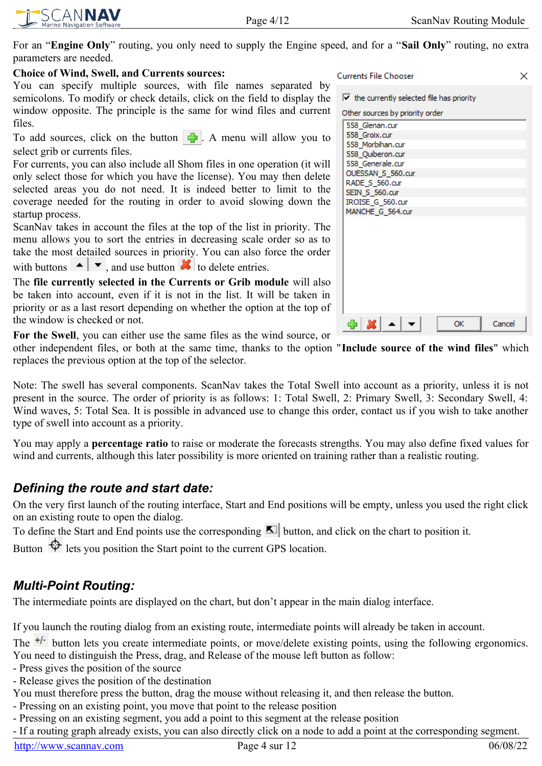For an "**Engine Only**" routing, you only need to supply the Engine speed, and for a "**Sail Only**" routing, no extra parameters are needed.

**Choice of Wind, Swell, and Currents sources:**

You can specify multiple sources, with file names separated by semicolons. To modify or check details, click on the field to display the window opposite. The principle is the same for wind files and current files.

To add sources, click on the button. A menu will allow you to select grib or currents files.

For currents, you can also include all Shom files in one operation (it will only select those for which you have the license). You may then delete selected areas you do not need. It is indeed better to limit to the coverage needed for the routing in order to avoid slowing down the startup process.

ScanNav takes in account the files at the top of the list in priority. The menu allows you to sort the entries in decreasing scale order so as to take the most detailed sources in priority. You can also force the order with buttons, and use button to delete entries.

The **file currently selected in the Currents or Grib module** will also be taken into account, even if it is not in the list. It will be taken in priority or as a last resort depending on whether the option at the top of the window is checked or not.

Currents File Chooser

☑ the currently selected file has priority

Other sources by priority order

- 558_Glenan.cur
- 558_Groix.cur
- 558_Morbihan.cur
- 558_Quiberon.cur
- 558_Generale.cur
- OUESSAN_S_560.cur
- RADE_S_560.cur
- SEIN_S_560.cur
- IROISE_G_560.cur
- MANCHE_G_564.cur

OK | Cancel

**For the Swell**, you can either use the same files as the wind source, or other independent files, or both at the same time, thanks to the option "**Include source of the wind files**" which replaces the previous option at the top of the selector.

Note: The swell has several components. ScanNav takes the Total Swell into account as a priority, unless it is not present in the source. The order of priority is as follows: 1: Total Swell, 2: Primary Swell, 3: Secondary Swell, 4: Wind waves, 5: Total Sea. It is possible in advanced use to change this order, contact us if you wish to take another type of swell into account as a priority.

You may apply a **percentage ratio** to raise or moderate the forecasts strengths. You may also define fixed values for wind and currents, although this later possibility is more oriented on training rather than a realistic routing.

## *Defining the route and start date:*

On the very first launch of the routing interface, Start and End positions will be empty, unless you used the right click on an existing route to open the dialog.

To define the Start and End points use the corresponding button, and click on the chart to position it.

Button lets you position the Start point to the current GPS location.

## *Multi-Point Routing:*

The intermediate points are displayed on the chart, but don't appear in the main dialog interface.

If you launch the routing dialog from an existing route, intermediate points will already be taken in account.

The +/- button lets you create intermediate points, or move/delete existing points, using the following ergonomics. You need to distinguish the Press, drag, and Release of the mouse left button as follow:

- Press gives the position of the source
- Release gives the position of the destination

You must therefore press the button, drag the mouse without releasing it, and then release the button.

- Pressing on an existing point, you move that point to the release position
- Pressing on an existing segment, you add a point to this segment at the release position
- If a routing graph already exists, you can also directly click on a node to add a point at the corresponding segment.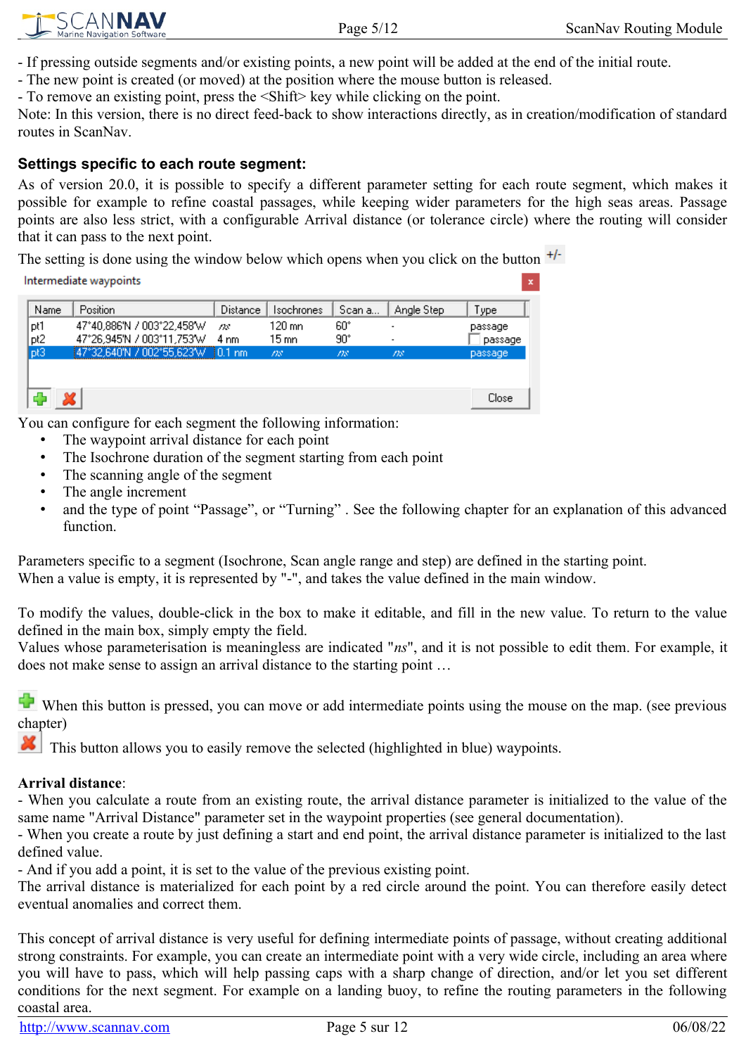- If pressing outside segments and/or existing points, a new point will be added at the end of the initial route.
- The new point is created (or moved) at the position where the mouse button is released.
- To remove an existing point, press the <Shift> key while clicking on the point.
Note: In this version, there is no direct feed-back to show interactions directly, as in creation/modification of standard routes in ScanNav.

### Settings specific to each route segment:

As of version 20.0, it is possible to specify a different parameter setting for each route segment, which makes it possible for example to refine coastal passages, while keeping wider parameters for the high seas areas. Passage points are also less strict, with a configurable Arrival distance (or tolerance circle) where the routing will consider that it can pass to the next point.

The setting is done using the window below which opens when you click on the button +/-

Intermediate waypoints

| Name | Position | Distance | Isochrones | Scan a... | Angle Step | Type |
|---|---|---|---|---|---|---|
| pt1 | 47°40,886'N / 003°22,458'W | ns | 120 mn | 60° | - | passage |
| pt2 | 47°26,945'N / 003°11,753'W | 4 nm | 15 mn | 90° | - | passage |
| pt3 | 47°32,640'N / 002°55,623'W | 0.1 nm | ns | ns | ns | passage |

Close

You can configure for each segment the following information:

- The waypoint arrival distance for each point
- The Isochrone duration of the segment starting from each point
- The scanning angle of the segment
- The angle increment
- and the type of point "Passage", or "Turning" . See the following chapter for an explanation of this advanced function.

Parameters specific to a segment (Isochrone, Scan angle range and step) are defined in the starting point.
When a value is empty, it is represented by "-", and takes the value defined in the main window.

To modify the values, double-click in the box to make it editable, and fill in the new value. To return to the value defined in the main box, simply empty the field.
Values whose parameterisation is meaningless are indicated "*ns*", and it is not possible to edit them. For example, it does not make sense to assign an arrival distance to the starting point …

When this button is pressed, you can move or add intermediate points using the mouse on the map. (see previous chapter)

This button allows you to easily remove the selected (highlighted in blue) waypoints.

**Arrival distance**:
- When you calculate a route from an existing route, the arrival distance parameter is initialized to the value of the same name "Arrival Distance" parameter set in the waypoint properties (see general documentation).
- When you create a route by just defining a start and end point, the arrival distance parameter is initialized to the last defined value.
- And if you add a point, it is set to the value of the previous existing point.
The arrival distance is materialized for each point by a red circle around the point. You can therefore easily detect eventual anomalies and correct them.

This concept of arrival distance is very useful for defining intermediate points of passage, without creating additional strong constraints. For example, you can create an intermediate point with a very wide circle, including an area where you will have to pass, which will help passing caps with a sharp change of direction, and/or let you set different conditions for the next segment. For example on a landing buoy, to refine the routing parameters in the following coastal area.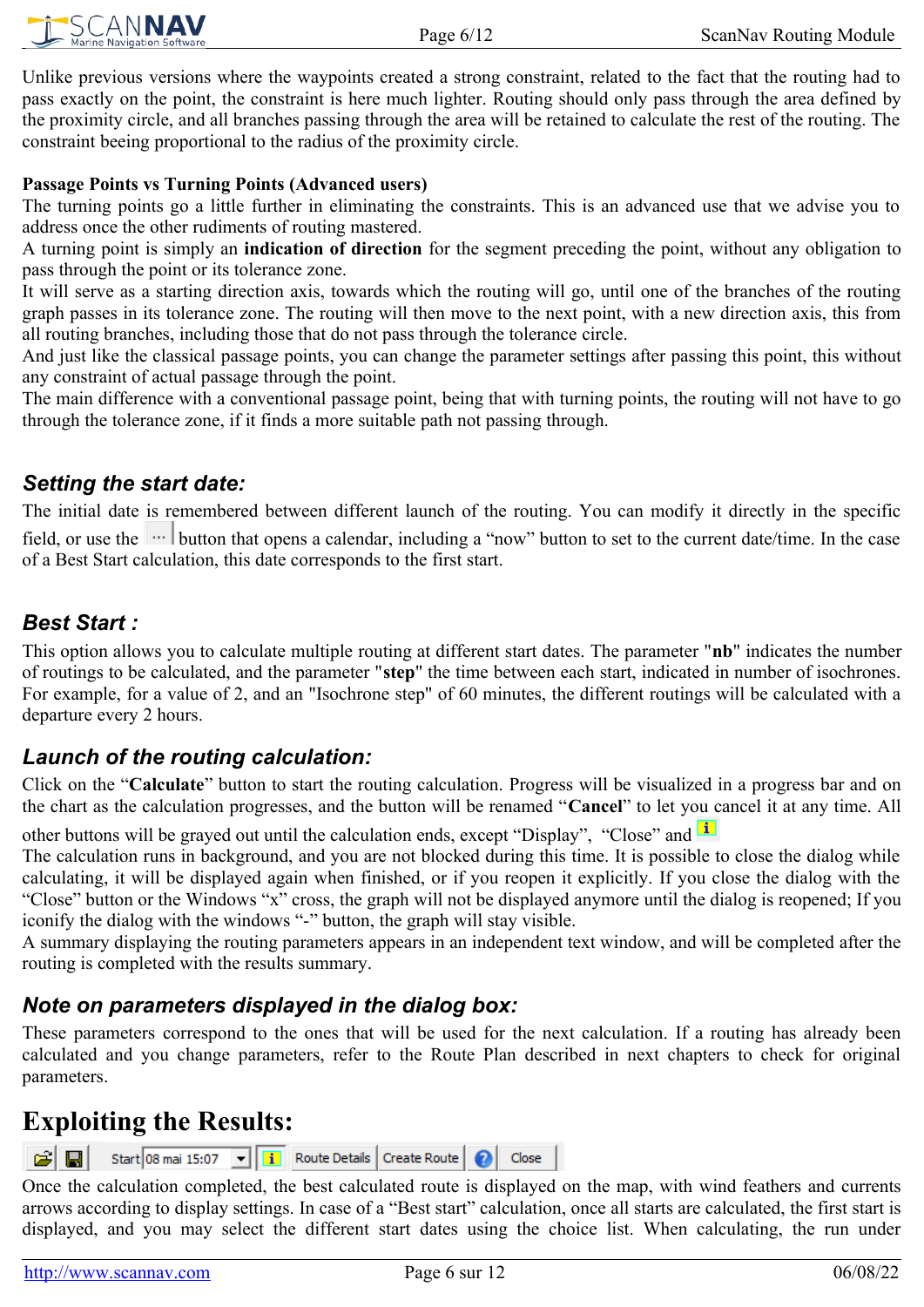Unlike previous versions where the waypoints created a strong constraint, related to the fact that the routing had to pass exactly on the point, the constraint is here much lighter. Routing should only pass through the area defined by the proximity circle, and all branches passing through the area will be retained to calculate the rest of the routing. The constraint beeing proportional to the radius of the proximity circle.

**Passage Points vs Turning Points (Advanced users)**

The turning points go a little further in eliminating the constraints. This is an advanced use that we advise you to address once the other rudiments of routing mastered.

A turning point is simply an **indication of direction** for the segment preceding the point, without any obligation to pass through the point or its tolerance zone.

It will serve as a starting direction axis, towards which the routing will go, until one of the branches of the routing graph passes in its tolerance zone. The routing will then move to the next point, with a new direction axis, this from all routing branches, including those that do not pass through the tolerance circle.

And just like the classical passage points, you can change the parameter settings after passing this point, this without any constraint of actual passage through the point.

The main difference with a conventional passage point, being that with turning points, the routing will not have to go through the tolerance zone, if it finds a more suitable path not passing through.

### *Setting the start date:*

The initial date is remembered between different launch of the routing. You can modify it directly in the specific field, or use the "..." button that opens a calendar, including a "now" button to set to the current date/time. In the case of a Best Start calculation, this date corresponds to the first start.

### *Best Start :*

This option allows you to calculate multiple routing at different start dates. The parameter "**nb**" indicates the number of routings to be calculated, and the parameter "**step**" the time between each start, indicated in number of isochrones. For example, for a value of 2, and an "Isochrone step" of 60 minutes, the different routings will be calculated with a departure every 2 hours.

### *Launch of the routing calculation:*

Click on the "**Calculate**" button to start the routing calculation. Progress will be visualized in a progress bar and on the chart as the calculation progresses, and the button will be renamed "**Cancel**" to let you cancel it at any time. All other buttons will be grayed out until the calculation ends, except "Display", "Close" and "i"

The calculation runs in background, and you are not blocked during this time. It is possible to close the dialog while calculating, it will be displayed again when finished, or if you reopen it explicitly. If you close the dialog with the "Close" button or the Windows "x" cross, the graph will not be displayed anymore until the dialog is reopened; If you iconify the dialog with the windows "-" button, the graph will stay visible.

A summary displaying the routing parameters appears in an independent text window, and will be completed after the routing is completed with the results summary.

### *Note on parameters displayed in the dialog box:*

These parameters correspond to the ones that will be used for the next calculation. If a routing has already been calculated and you change parameters, refer to the Route Plan described in next chapters to check for original parameters.

# Exploiting the Results:

Start 08 mai 15:07 | i | Route Details | Create Route | ? | Close

Once the calculation completed, the best calculated route is displayed on the map, with wind feathers and currents arrows according to display settings. In case of a "Best start" calculation, once all starts are calculated, the first start is displayed, and you may select the different start dates using the choice list. When calculating, the run under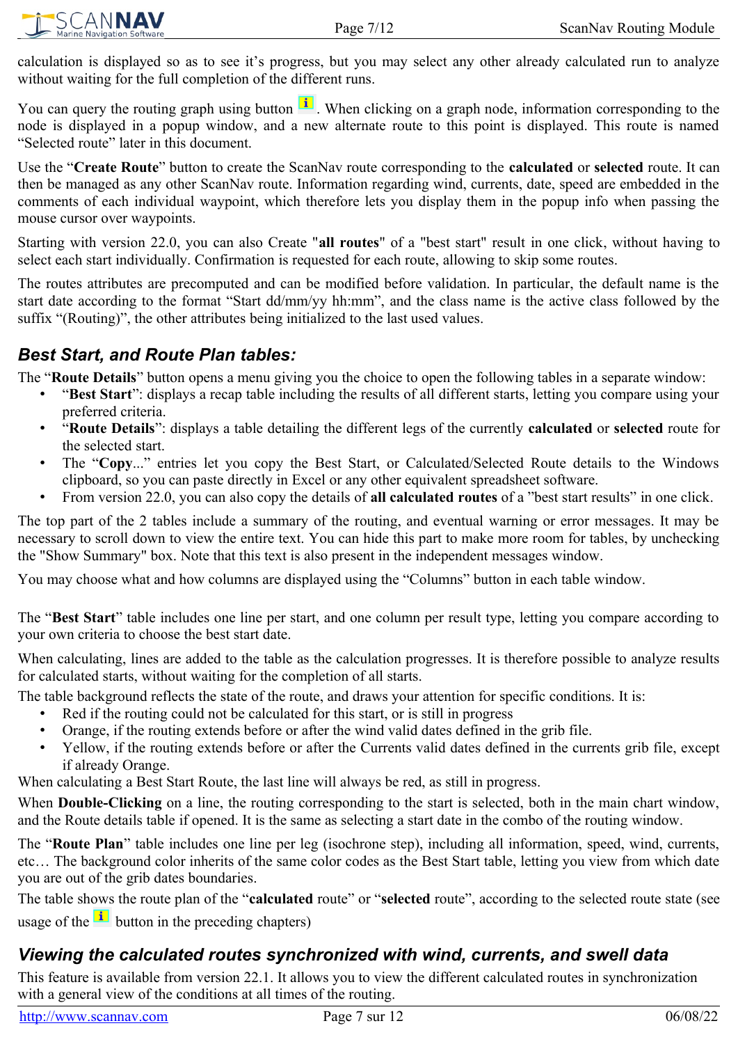calculation is displayed so as to see it's progress, but you may select any other already calculated run to analyze without waiting for the full completion of the different runs.

You can query the routing graph using button . When clicking on a graph node, information corresponding to the node is displayed in a popup window, and a new alternate route to this point is displayed. This route is named "Selected route" later in this document.

Use the "**Create Route**" button to create the ScanNav route corresponding to the **calculated** or **selected** route. It can then be managed as any other ScanNav route. Information regarding wind, currents, date, speed are embedded in the comments of each individual waypoint, which therefore lets you display them in the popup info when passing the mouse cursor over waypoints.

Starting with version 22.0, you can also Create "**all routes**" of a "best start" result in one click, without having to select each start individually. Confirmation is requested for each route, allowing to skip some routes.

The routes attributes are precomputed and can be modified before validation. In particular, the default name is the start date according to the format "Start dd/mm/yy hh:mm", and the class name is the active class followed by the suffix "(Routing)", the other attributes being initialized to the last used values.

## *Best Start, and Route Plan tables:*

The "**Route Details**" button opens a menu giving you the choice to open the following tables in a separate window:

- "**Best Start**": displays a recap table including the results of all different starts, letting you compare using your preferred criteria.
- "**Route Details**": displays a table detailing the different legs of the currently **calculated** or **selected** route for the selected start.
- The "**Copy**..." entries let you copy the Best Start, or Calculated/Selected Route details to the Windows clipboard, so you can paste directly in Excel or any other equivalent spreadsheet software.
- From version 22.0, you can also copy the details of **all calculated routes** of a "best start results" in one click.

The top part of the 2 tables include a summary of the routing, and eventual warning or error messages. It may be necessary to scroll down to view the entire text. You can hide this part to make more room for tables, by unchecking the "Show Summary" box. Note that this text is also present in the independent messages window.

You may choose what and how columns are displayed using the "Columns" button in each table window.

The "**Best Start**" table includes one line per start, and one column per result type, letting you compare according to your own criteria to choose the best start date.

When calculating, lines are added to the table as the calculation progresses. It is therefore possible to analyze results for calculated starts, without waiting for the completion of all starts.

The table background reflects the state of the route, and draws your attention for specific conditions. It is:

- Red if the routing could not be calculated for this start, or is still in progress
- Orange, if the routing extends before or after the wind valid dates defined in the grib file.
- Yellow, if the routing extends before or after the Currents valid dates defined in the currents grib file, except if already Orange.

When calculating a Best Start Route, the last line will always be red, as still in progress.

When **Double-Clicking** on a line, the routing corresponding to the start is selected, both in the main chart window, and the Route details table if opened. It is the same as selecting a start date in the combo of the routing window.

The "**Route Plan**" table includes one line per leg (isochrone step), including all information, speed, wind, currents, etc… The background color inherits of the same color codes as the Best Start table, letting you view from which date you are out of the grib dates boundaries.

The table shows the route plan of the "**calculated** route" or "**selected** route", according to the selected route state (see usage of the  button in the preceding chapters)

## *Viewing the calculated routes synchronized with wind, currents, and swell data*

This feature is available from version 22.1. It allows you to view the different calculated routes in synchronization with a general view of the conditions at all times of the routing.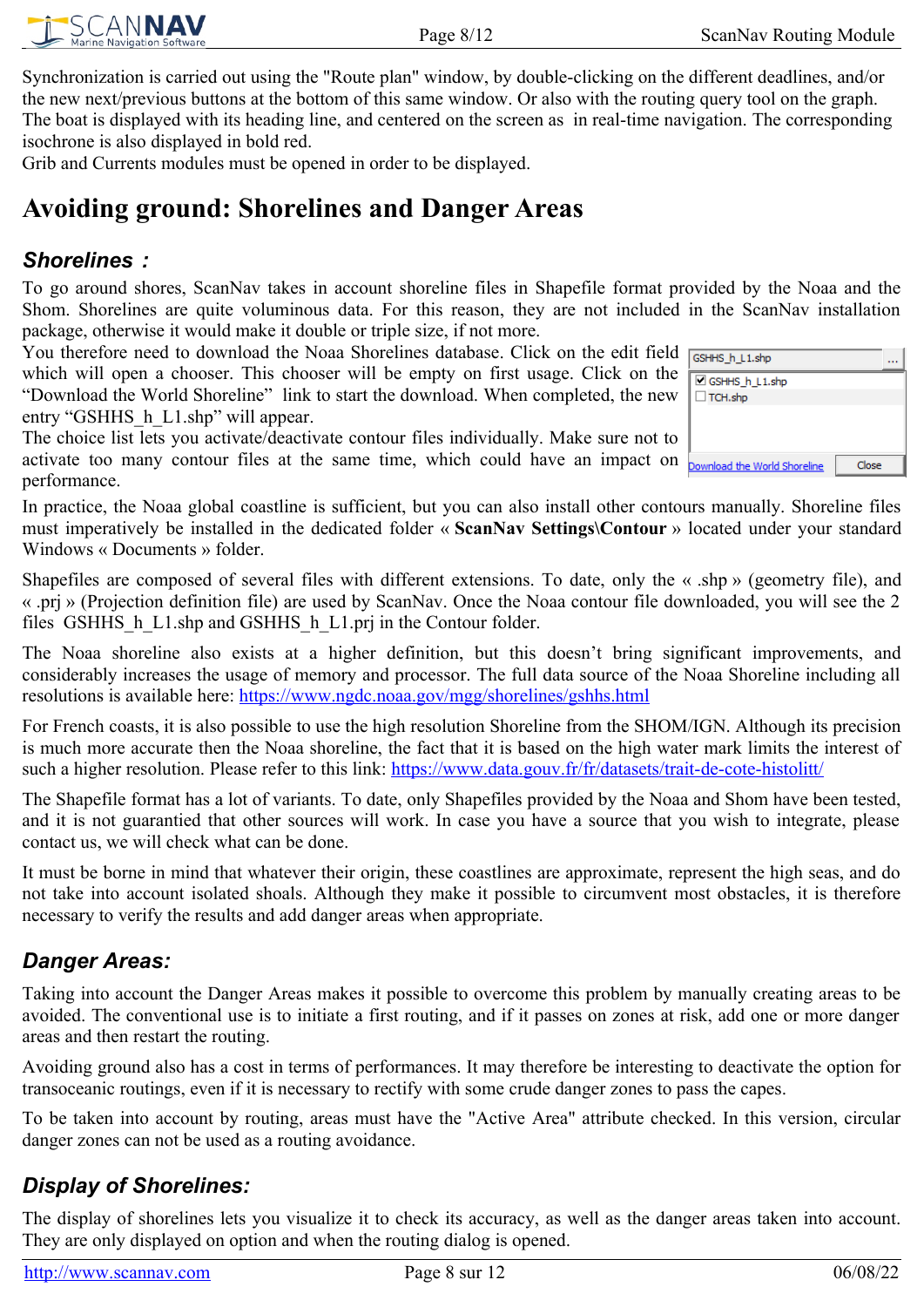Synchronization is carried out using the "Route plan" window, by double-clicking on the different deadlines, and/or the new next/previous buttons at the bottom of this same window. Or also with the routing query tool on the graph. The boat is displayed with its heading line, and centered on the screen as in real-time navigation. The corresponding isochrone is also displayed in bold red.

Grib and Currents modules must be opened in order to be displayed.

# Avoiding ground: Shorelines and Danger Areas

## *Shorelines :*

To go around shores, ScanNav takes in account shoreline files in Shapefile format provided by the Noaa and the Shom. Shorelines are quite voluminous data. For this reason, they are not included in the ScanNav installation package, otherwise it would make it double or triple size, if not more.

You therefore need to download the Noaa Shorelines database. Click on the edit field which will open a chooser. This chooser will be empty on first usage. Click on the "Download the World Shoreline" link to start the download. When completed, the new entry "GSHHS_h_L1.shp" will appear.

The choice list lets you activate/deactivate contour files individually. Make sure not to activate too many contour files at the same time, which could have an impact on performance.

In practice, the Noaa global coastline is sufficient, but you can also install other contours manually. Shoreline files must imperatively be installed in the dedicated folder « **ScanNav Settings\Contour** » located under your standard Windows « Documents » folder.

Shapefiles are composed of several files with different extensions. To date, only the « .shp » (geometry file), and « .prj » (Projection definition file) are used by ScanNav. Once the Noaa contour file downloaded, you will see the 2 files GSHHS_h_L1.shp and GSHHS_h_L1.prj in the Contour folder.

The Noaa shoreline also exists at a higher definition, but this doesn't bring significant improvements, and considerably increases the usage of memory and processor. The full data source of the Noaa Shoreline including all resolutions is available here: https://www.ngdc.noaa.gov/mgg/shorelines/gshhs.html

For French coasts, it is also possible to use the high resolution Shoreline from the SHOM/IGN. Although its precision is much more accurate then the Noaa shoreline, the fact that it is based on the high water mark limits the interest of such a higher resolution. Please refer to this link: https://www.data.gouv.fr/fr/datasets/trait-de-cote-histolitt/

The Shapefile format has a lot of variants. To date, only Shapefiles provided by the Noaa and Shom have been tested, and it is not guarantied that other sources will work. In case you have a source that you wish to integrate, please contact us, we will check what can be done.

It must be borne in mind that whatever their origin, these coastlines are approximate, represent the high seas, and do not take into account isolated shoals. Although they make it possible to circumvent most obstacles, it is therefore necessary to verify the results and add danger areas when appropriate.

## *Danger Areas:*

Taking into account the Danger Areas makes it possible to overcome this problem by manually creating areas to be avoided. The conventional use is to initiate a first routing, and if it passes on zones at risk, add one or more danger areas and then restart the routing.

Avoiding ground also has a cost in terms of performances. It may therefore be interesting to deactivate the option for transoceanic routings, even if it is necessary to rectify with some crude danger zones to pass the capes.

To be taken into account by routing, areas must have the "Active Area" attribute checked. In this version, circular danger zones can not be used as a routing avoidance.

## *Display of Shorelines:*

The display of shorelines lets you visualize it to check its accuracy, as well as the danger areas taken into account. They are only displayed on option and when the routing dialog is opened.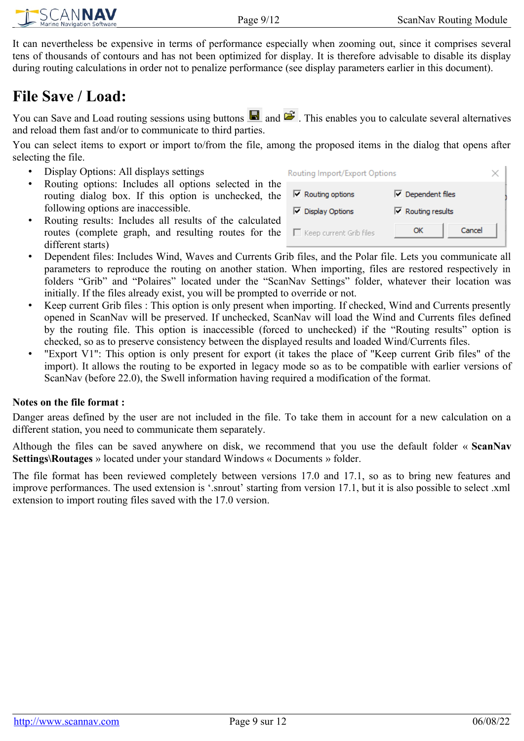It can nevertheless be expensive in terms of performance especially when zooming out, since it comprises several tens of thousands of contours and has not been optimized for display. It is therefore advisable to disable its display during routing calculations in order not to penalize performance (see display parameters earlier in this document).

# File Save / Load:

You can Save and Load routing sessions using buttons and . This enables you to calculate several alternatives and reload them fast and/or to communicate to third parties.

You can select items to export or import to/from the file, among the proposed items in the dialog that opens after selecting the file.

- Display Options: All displays settings
- Routing options: Includes all options selected in the routing dialog box. If this option is unchecked, the following options are inaccessible.
- Routing results: Includes all results of the calculated routes (complete graph, and resulting routes for the different starts)
- Dependent files: Includes Wind, Waves and Currents Grib files, and the Polar file. Lets you communicate all parameters to reproduce the routing on another station. When importing, files are restored respectively in folders “Grib” and “Polaires” located under the “ScanNav Settings” folder, whatever their location was initially. If the files already exist, you will be prompted to override or not.
- Keep current Grib files : This option is only present when importing. If checked, Wind and Currents presently opened in ScanNav will be preserved. If unchecked, ScanNav will load the Wind and Currents files defined by the routing file. This option is inaccessible (forced to unchecked) if the “Routing results” option is checked, so as to preserve consistency between the displayed results and loaded Wind/Currents files.
- "Export V1": This option is only present for export (it takes the place of "Keep current Grib files" of the import). It allows the routing to be exported in legacy mode so as to be compatible with earlier versions of ScanNav (before 22.0), the Swell information having required a modification of the format.

**Notes on the file format :**

Danger areas defined by the user are not included in the file. To take them in account for a new calculation on a different station, you need to communicate them separately.

Although the files can be saved anywhere on disk, we recommend that you use the default folder « **ScanNav Settings\Routages** » located under your standard Windows « Documents » folder.

The file format has been reviewed completely between versions 17.0 and 17.1, so as to bring new features and improve performances. The used extension is ‘.snrout’ starting from version 17.1, but it is also possible to select .xml extension to import routing files saved with the 17.0 version.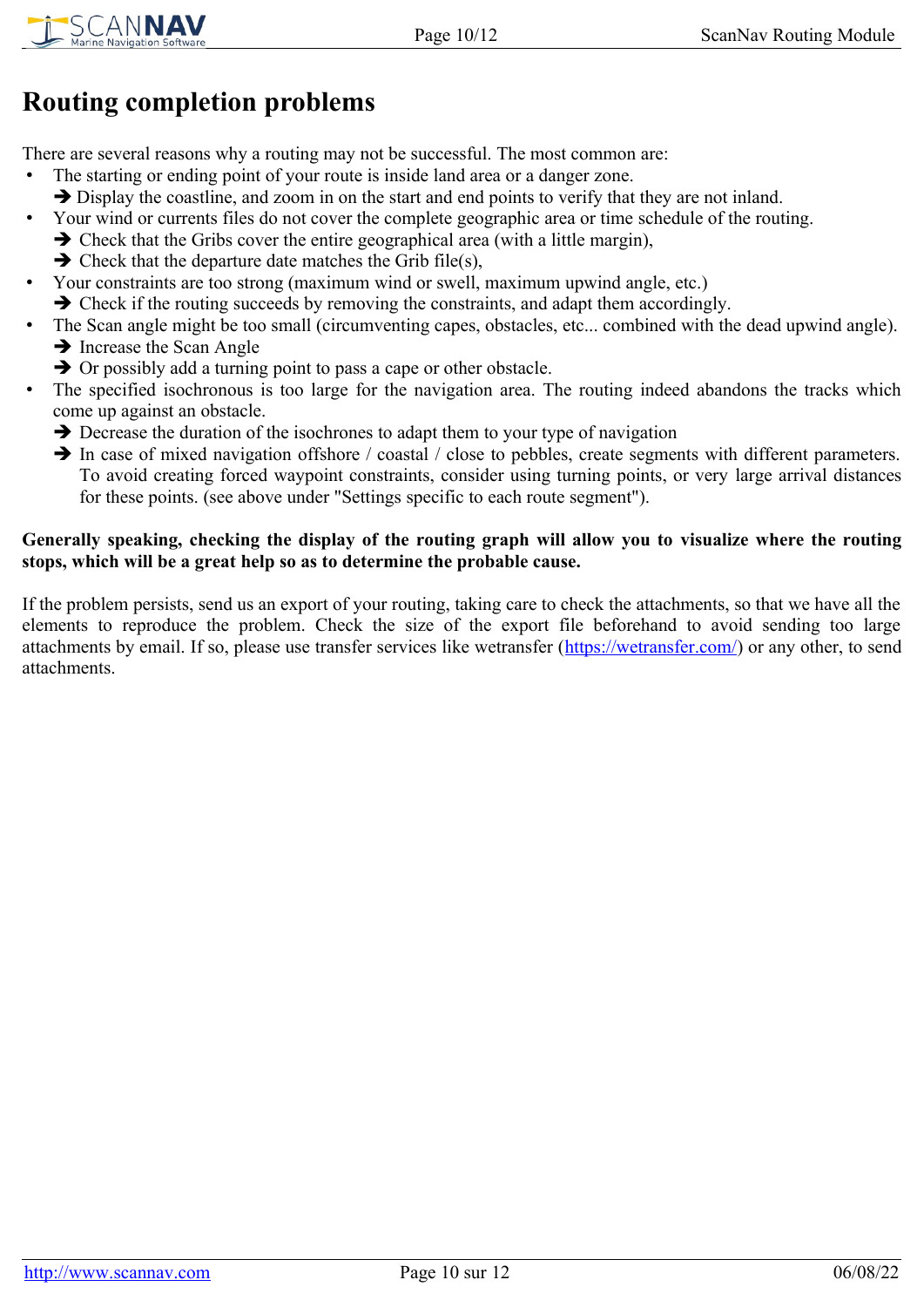# Routing completion problems

There are several reasons why a routing may not be successful. The most common are:

- The starting or ending point of your route is inside land area or a danger zone.
  ➔ Display the coastline, and zoom in on the start and end points to verify that they are not inland.
- Your wind or currents files do not cover the complete geographic area or time schedule of the routing.
  ➔ Check that the Gribs cover the entire geographical area (with a little margin),
  ➔ Check that the departure date matches the Grib file(s),
- Your constraints are too strong (maximum wind or swell, maximum upwind angle, etc.)
  ➔ Check if the routing succeeds by removing the constraints, and adapt them accordingly.
- The Scan angle might be too small (circumventing capes, obstacles, etc... combined with the dead upwind angle).
  ➔ Increase the Scan Angle
  ➔ Or possibly add a turning point to pass a cape or other obstacle.
- The specified isochronous is too large for the navigation area. The routing indeed abandons the tracks which come up against an obstacle.
  ➔ Decrease the duration of the isochrones to adapt them to your type of navigation
  ➔ In case of mixed navigation offshore / coastal / close to pebbles, create segments with different parameters. To avoid creating forced waypoint constraints, consider using turning points, or very large arrival distances for these points. (see above under "Settings specific to each route segment").

**Generally speaking, checking the display of the routing graph will allow you to visualize where the routing stops, which will be a great help so as to determine the probable cause.**

If the problem persists, send us an export of your routing, taking care to check the attachments, so that we have all the elements to reproduce the problem. Check the size of the export file beforehand to avoid sending too large attachments by email. If so, please use transfer services like wetransfer (https://wetransfer.com/) or any other, to send attachments.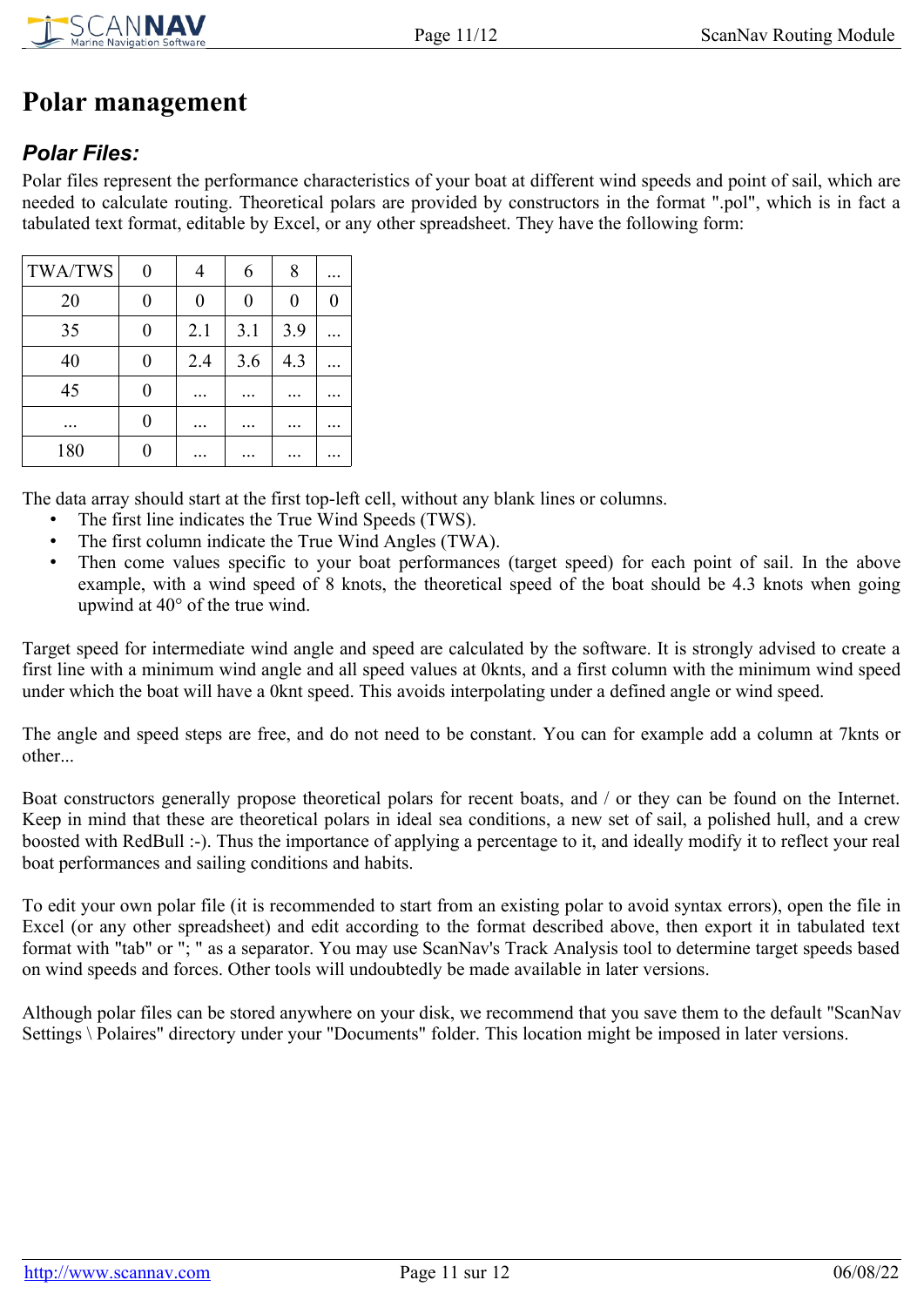# Polar management

## *Polar Files:*

Polar files represent the performance characteristics of your boat at different wind speeds and point of sail, which are needed to calculate routing. Theoretical polars are provided by constructors in the format ".pol", which is in fact a tabulated text format, editable by Excel, or any other spreadsheet. They have the following form:

| TWA/TWS | 0 | 4 | 6 | 8 | ... |
|---|---|---|---|---|---|
| 20 | 0 | 0 | 0 | 0 | 0 |
| 35 | 0 | 2.1 | 3.1 | 3.9 | ... |
| 40 | 0 | 2.4 | 3.6 | 4.3 | ... |
| 45 | 0 | ... | ... | ... | ... |
| ... | 0 | ... | ... | ... | ... |
| 180 | 0 | ... | ... | ... | ... |

The data array should start at the first top-left cell, without any blank lines or columns.

- The first line indicates the True Wind Speeds (TWS).
- The first column indicate the True Wind Angles (TWA).
- Then come values specific to your boat performances (target speed) for each point of sail. In the above example, with a wind speed of 8 knots, the theoretical speed of the boat should be 4.3 knots when going upwind at 40° of the true wind.

Target speed for intermediate wind angle and speed are calculated by the software. It is strongly advised to create a first line with a minimum wind angle and all speed values at 0knts, and a first column with the minimum wind speed under which the boat will have a 0knt speed. This avoids interpolating under a defined angle or wind speed.

The angle and speed steps are free, and do not need to be constant. You can for example add a column at 7knts or other...

Boat constructors generally propose theoretical polars for recent boats, and / or they can be found on the Internet. Keep in mind that these are theoretical polars in ideal sea conditions, a new set of sail, a polished hull, and a crew boosted with RedBull :-). Thus the importance of applying a percentage to it, and ideally modify it to reflect your real boat performances and sailing conditions and habits.

To edit your own polar file (it is recommended to start from an existing polar to avoid syntax errors), open the file in Excel (or any other spreadsheet) and edit according to the format described above, then export it in tabulated text format with "tab" or "; " as a separator. You may use ScanNav's Track Analysis tool to determine target speeds based on wind speeds and forces. Other tools will undoubtedly be made available in later versions.

Although polar files can be stored anywhere on your disk, we recommend that you save them to the default "ScanNav Settings \ Polaires" directory under your "Documents" folder. This location might be imposed in later versions.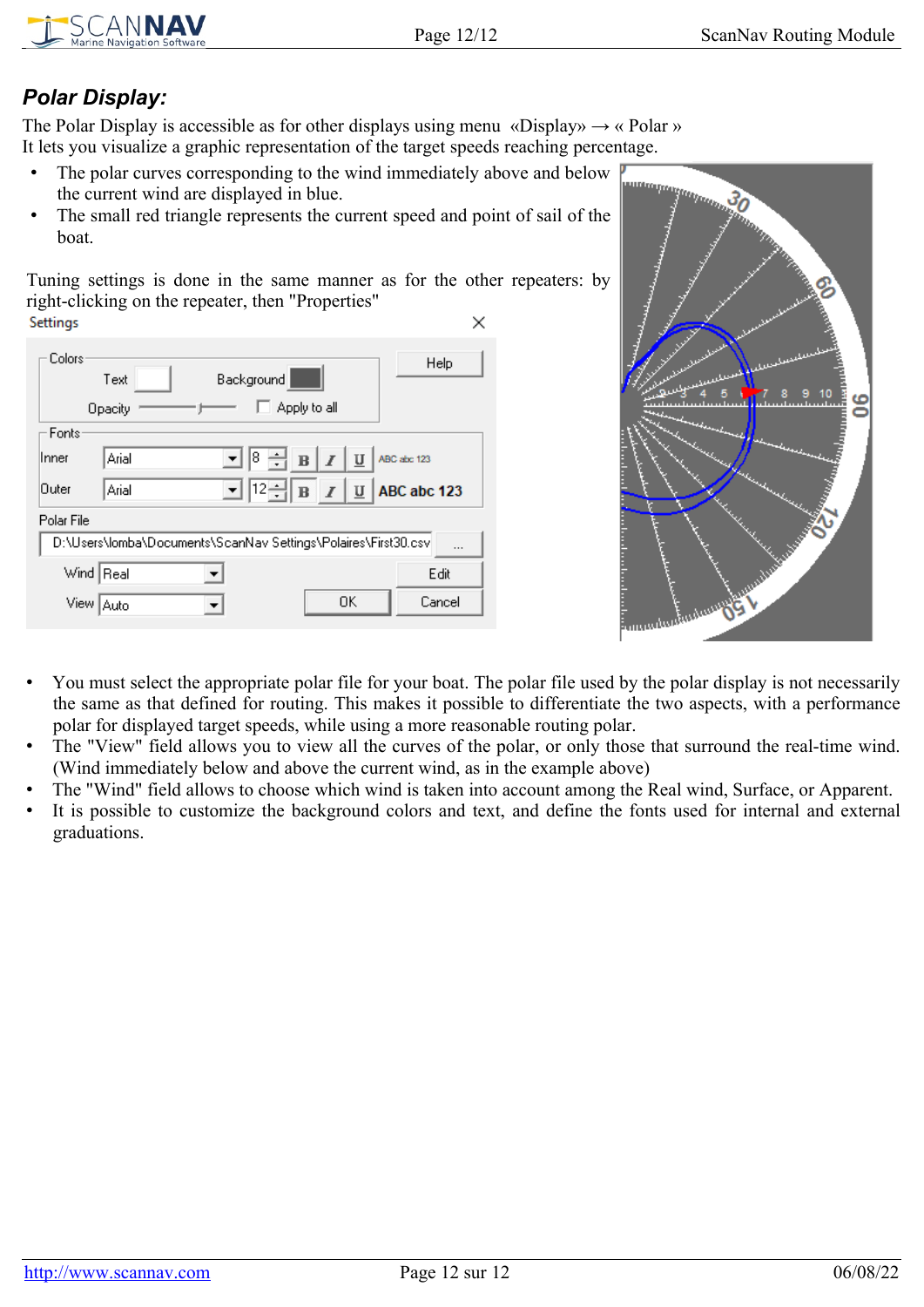## *Polar Display:*

The Polar Display is accessible as for other displays using menu «Display» → « Polar »
It lets you visualize a graphic representation of the target speeds reaching percentage.

- The polar curves corresponding to the wind immediately above and below the current wind are displayed in blue.
- The small red triangle represents the current speed and point of sail of the boat.

Tuning settings is done in the same manner as for the other repeaters: by right-clicking on the repeater, then "Properties"

- You must select the appropriate polar file for your boat. The polar file used by the polar display is not necessarily the same as that defined for routing. This makes it possible to differentiate the two aspects, with a performance polar for displayed target speeds, while using a more reasonable routing polar.
- The "View" field allows you to view all the curves of the polar, or only those that surround the real-time wind. (Wind immediately below and above the current wind, as in the example above)
- The "Wind" field allows to choose which wind is taken into account among the Real wind, Surface, or Apparent.
- It is possible to customize the background colors and text, and define the fonts used for internal and external graduations.